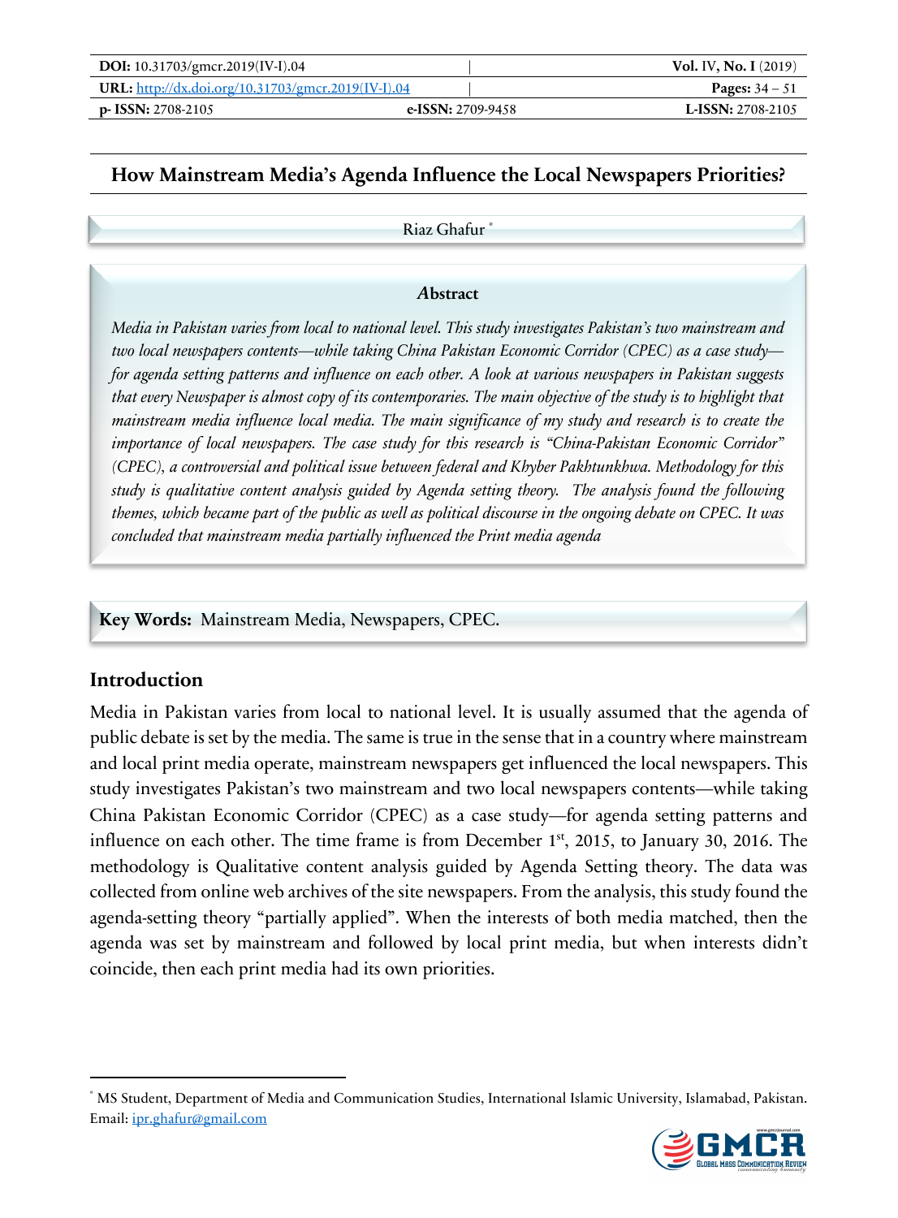# How Mainstream Media's Agenda Influence the Local Newspapers Priorities?

Riaz Ghafur [*]

### Abstract

*Media in Pakistan varies from local to national level. This study investigates Pakistan's two mainstream and two local newspapers contents—while taking China Pakistan Economic Corridor (CPEC) as a case study—for agenda setting patterns and influence on each other. A look at various newspapers in Pakistan suggests that every Newspaper is almost copy of its contemporaries. The main objective of the study is to highlight that mainstream media influence local media. The main significance of my study and research is to create the importance of local newspapers. The case study for this research is "China-Pakistan Economic Corridor" (CPEC), a controversial and political issue between federal and Khyber Pakhtunkhwa. Methodology for this study is qualitative content analysis guided by Agenda setting theory. The analysis found the following themes, which became part of the public as well as political discourse in the ongoing debate on CPEC. It was concluded that mainstream media partially influenced the Print media agenda*

**Key Words:** Mainstream Media, Newspapers, CPEC.

## Introduction

Media in Pakistan varies from local to national level. It is usually assumed that the agenda of public debate is set by the media. The same is true in the sense that in a country where mainstream and local print media operate, mainstream newspapers get influenced the local newspapers. This study investigates Pakistan's two mainstream and two local newspapers contents—while taking China Pakistan Economic Corridor (CPEC) as a case study—for agenda setting patterns and influence on each other. The time frame is from December 1st, 2015, to January 30, 2016. The methodology is Qualitative content analysis guided by Agenda Setting theory. The data was collected from online web archives of the site newspapers. From the analysis, this study found the agenda-setting theory "partially applied". When the interests of both media matched, then the agenda was set by mainstream and followed by local print media, but when interests didn't coincide, then each print media had its own priorities.

---

[*] MS Student, Department of Media and Communication Studies, International Islamic University, Islamabad, Pakistan. Email: ipr.ghafur@gmail.com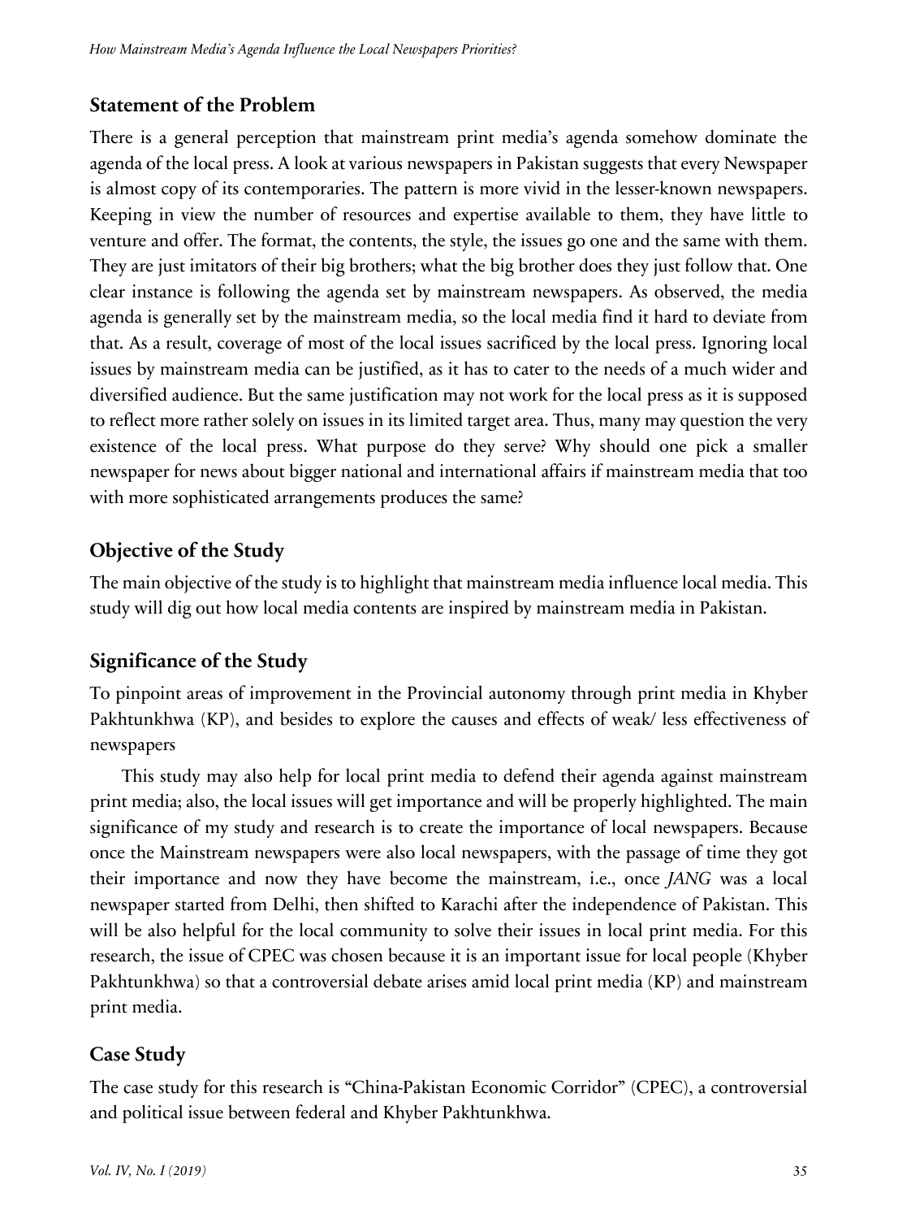## Statement of the Problem

There is a general perception that mainstream print media's agenda somehow dominate the agenda of the local press. A look at various newspapers in Pakistan suggests that every Newspaper is almost copy of its contemporaries. The pattern is more vivid in the lesser-known newspapers. Keeping in view the number of resources and expertise available to them, they have little to venture and offer. The format, the contents, the style, the issues go one and the same with them. They are just imitators of their big brothers; what the big brother does they just follow that. One clear instance is following the agenda set by mainstream newspapers. As observed, the media agenda is generally set by the mainstream media, so the local media find it hard to deviate from that. As a result, coverage of most of the local issues sacrificed by the local press. Ignoring local issues by mainstream media can be justified, as it has to cater to the needs of a much wider and diversified audience. But the same justification may not work for the local press as it is supposed to reflect more rather solely on issues in its limited target area. Thus, many may question the very existence of the local press. What purpose do they serve? Why should one pick a smaller newspaper for news about bigger national and international affairs if mainstream media that too with more sophisticated arrangements produces the same?

## Objective of the Study

The main objective of the study is to highlight that mainstream media influence local media. This study will dig out how local media contents are inspired by mainstream media in Pakistan.

## Significance of the Study

To pinpoint areas of improvement in the Provincial autonomy through print media in Khyber Pakhtunkhwa (KP), and besides to explore the causes and effects of weak/ less effectiveness of newspapers

This study may also help for local print media to defend their agenda against mainstream print media; also, the local issues will get importance and will be properly highlighted. The main significance of my study and research is to create the importance of local newspapers. Because once the Mainstream newspapers were also local newspapers, with the passage of time they got their importance and now they have become the mainstream, i.e., once *JANG* was a local newspaper started from Delhi, then shifted to Karachi after the independence of Pakistan. This will be also helpful for the local community to solve their issues in local print media. For this research, the issue of CPEC was chosen because it is an important issue for local people (Khyber Pakhtunkhwa) so that a controversial debate arises amid local print media (KP) and mainstream print media.

## Case Study

The case study for this research is "China-Pakistan Economic Corridor" (CPEC), a controversial and political issue between federal and Khyber Pakhtunkhwa.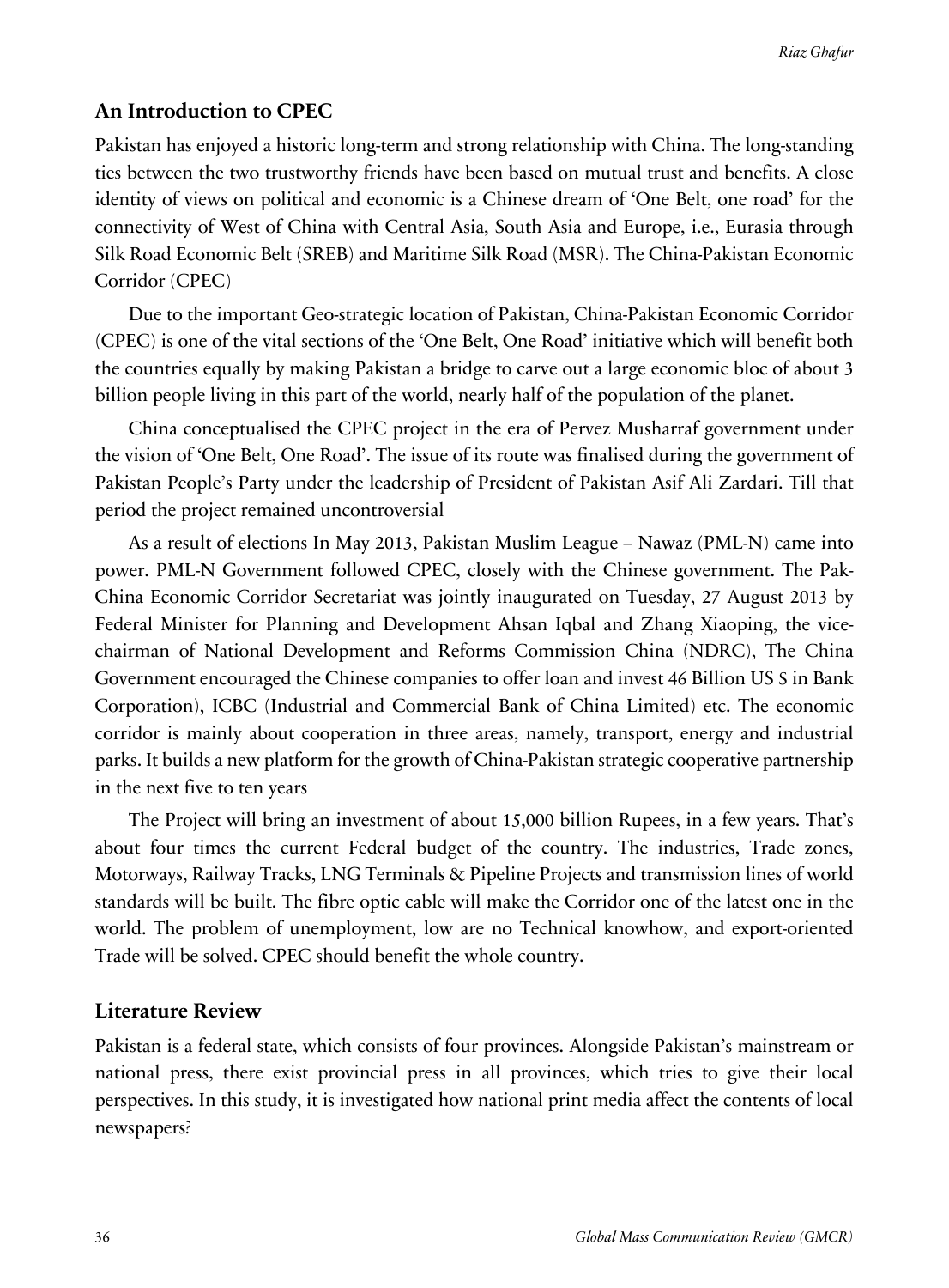## An Introduction to CPEC

Pakistan has enjoyed a historic long-term and strong relationship with China. The long-standing ties between the two trustworthy friends have been based on mutual trust and benefits. A close identity of views on political and economic is a Chinese dream of 'One Belt, one road' for the connectivity of West of China with Central Asia, South Asia and Europe, i.e., Eurasia through Silk Road Economic Belt (SREB) and Maritime Silk Road (MSR). The China-Pakistan Economic Corridor (CPEC)

Due to the important Geo-strategic location of Pakistan, China-Pakistan Economic Corridor (CPEC) is one of the vital sections of the 'One Belt, One Road' initiative which will benefit both the countries equally by making Pakistan a bridge to carve out a large economic bloc of about 3 billion people living in this part of the world, nearly half of the population of the planet.

China conceptualised the CPEC project in the era of Pervez Musharraf government under the vision of 'One Belt, One Road'. The issue of its route was finalised during the government of Pakistan People's Party under the leadership of President of Pakistan Asif Ali Zardari. Till that period the project remained uncontroversial

As a result of elections In May 2013, Pakistan Muslim League – Nawaz (PML-N) came into power. PML-N Government followed CPEC, closely with the Chinese government. The Pak-China Economic Corridor Secretariat was jointly inaugurated on Tuesday, 27 August 2013 by Federal Minister for Planning and Development Ahsan Iqbal and Zhang Xiaoping, the vice-chairman of National Development and Reforms Commission China (NDRC), The China Government encouraged the Chinese companies to offer loan and invest 46 Billion US $ in Bank Corporation), ICBC (Industrial and Commercial Bank of China Limited) etc. The economic corridor is mainly about cooperation in three areas, namely, transport, energy and industrial parks. It builds a new platform for the growth of China-Pakistan strategic cooperative partnership in the next five to ten years

The Project will bring an investment of about 15,000 billion Rupees, in a few years. That's about four times the current Federal budget of the country. The industries, Trade zones, Motorways, Railway Tracks, LNG Terminals & Pipeline Projects and transmission lines of world standards will be built. The fibre optic cable will make the Corridor one of the latest one in the world. The problem of unemployment, low are no Technical knowhow, and export-oriented Trade will be solved. CPEC should benefit the whole country.

## Literature Review

Pakistan is a federal state, which consists of four provinces. Alongside Pakistan's mainstream or national press, there exist provincial press in all provinces, which tries to give their local perspectives. In this study, it is investigated how national print media affect the contents of local newspapers?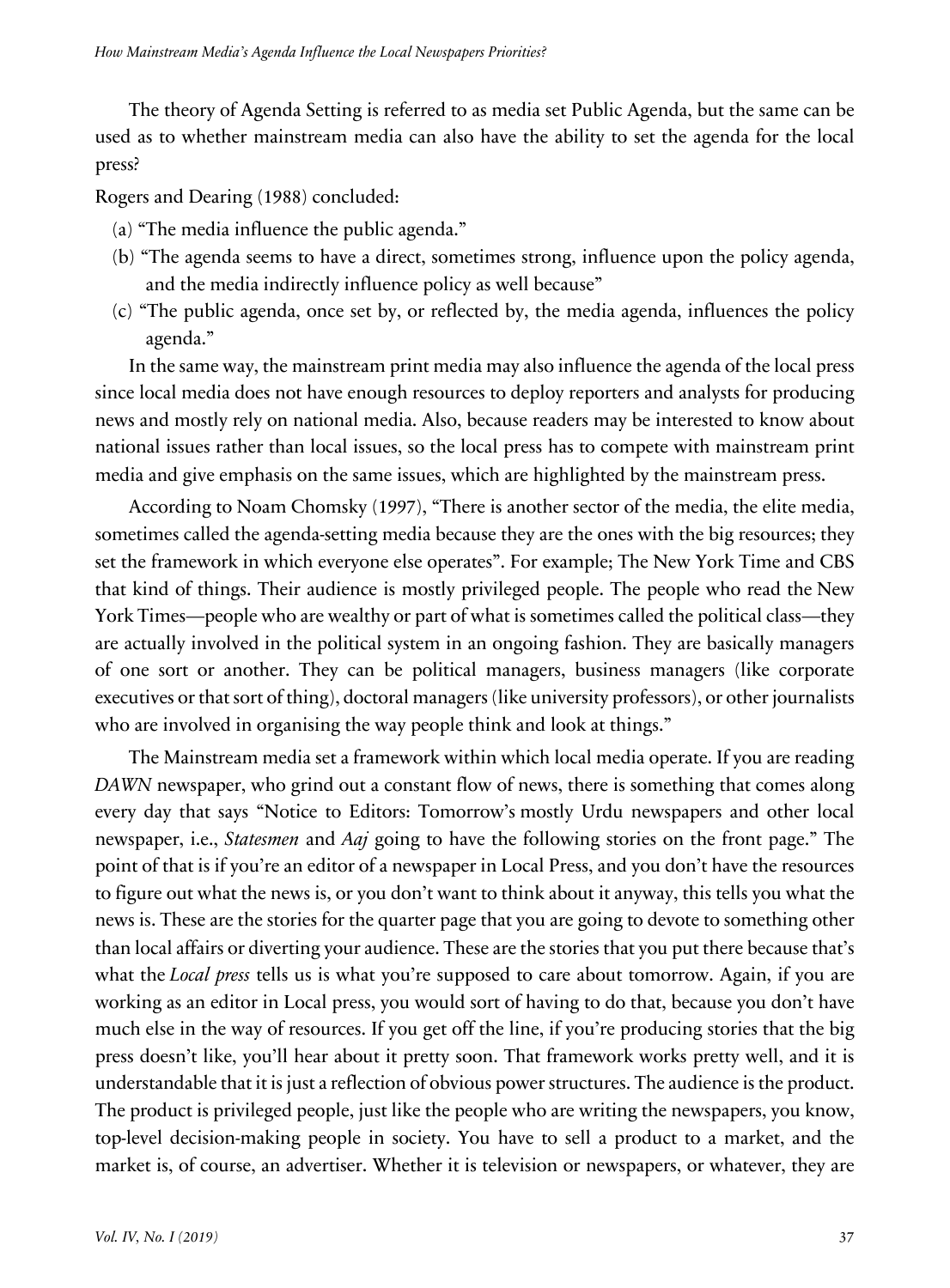The theory of Agenda Setting is referred to as media set Public Agenda, but the same can be used as to whether mainstream media can also have the ability to set the agenda for the local press?

Rogers and Dearing (1988) concluded:

(a) "The media influence the public agenda."

(b) "The agenda seems to have a direct, sometimes strong, influence upon the policy agenda, and the media indirectly influence policy as well because"

(c) "The public agenda, once set by, or reflected by, the media agenda, influences the policy agenda."

In the same way, the mainstream print media may also influence the agenda of the local press since local media does not have enough resources to deploy reporters and analysts for producing news and mostly rely on national media. Also, because readers may be interested to know about national issues rather than local issues, so the local press has to compete with mainstream print media and give emphasis on the same issues, which are highlighted by the mainstream press.

According to Noam Chomsky (1997), "There is another sector of the media, the elite media, sometimes called the agenda-setting media because they are the ones with the big resources; they set the framework in which everyone else operates". For example; The New York Time and CBS that kind of things. Their audience is mostly privileged people. The people who read the New York Times—people who are wealthy or part of what is sometimes called the political class—they are actually involved in the political system in an ongoing fashion. They are basically managers of one sort or another. They can be political managers, business managers (like corporate executives or that sort of thing), doctoral managers (like university professors), or other journalists who are involved in organising the way people think and look at things."

The Mainstream media set a framework within which local media operate. If you are reading *DAWN* newspaper, who grind out a constant flow of news, there is something that comes along every day that says "Notice to Editors: Tomorrow's mostly Urdu newspapers and other local newspaper, i.e., *Statesmen* and *Aaj* going to have the following stories on the front page." The point of that is if you're an editor of a newspaper in Local Press, and you don't have the resources to figure out what the news is, or you don't want to think about it anyway, this tells you what the news is. These are the stories for the quarter page that you are going to devote to something other than local affairs or diverting your audience. These are the stories that you put there because that's what the *Local press* tells us is what you're supposed to care about tomorrow. Again, if you are working as an editor in Local press, you would sort of having to do that, because you don't have much else in the way of resources. If you get off the line, if you're producing stories that the big press doesn't like, you'll hear about it pretty soon. That framework works pretty well, and it is understandable that it is just a reflection of obvious power structures. The audience is the product. The product is privileged people, just like the people who are writing the newspapers, you know, top-level decision-making people in society. You have to sell a product to a market, and the market is, of course, an advertiser. Whether it is television or newspapers, or whatever, they are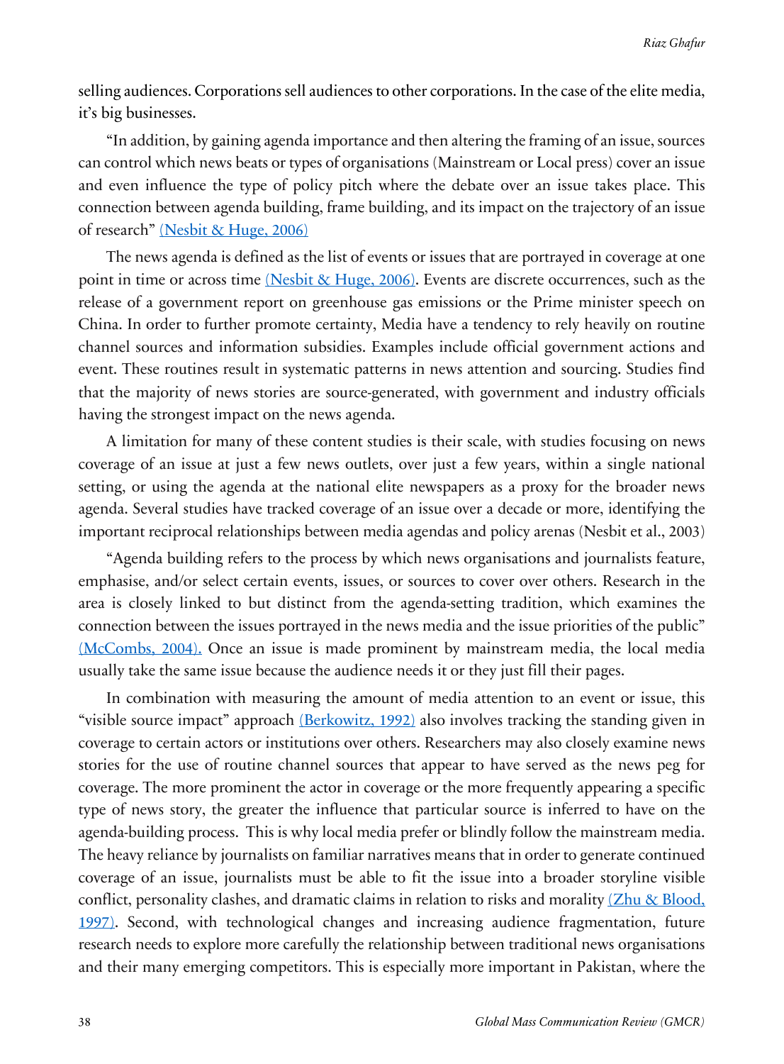selling audiences. Corporations sell audiences to other corporations. In the case of the elite media, it's big businesses.

"In addition, by gaining agenda importance and then altering the framing of an issue, sources can control which news beats or types of organisations (Mainstream or Local press) cover an issue and even influence the type of policy pitch where the debate over an issue takes place. This connection between agenda building, frame building, and its impact on the trajectory of an issue of research" (Nesbit & Huge, 2006)

The news agenda is defined as the list of events or issues that are portrayed in coverage at one point in time or across time (Nesbit & Huge, 2006). Events are discrete occurrences, such as the release of a government report on greenhouse gas emissions or the Prime minister speech on China. In order to further promote certainty, Media have a tendency to rely heavily on routine channel sources and information subsidies. Examples include official government actions and event. These routines result in systematic patterns in news attention and sourcing. Studies find that the majority of news stories are source-generated, with government and industry officials having the strongest impact on the news agenda.

A limitation for many of these content studies is their scale, with studies focusing on news coverage of an issue at just a few news outlets, over just a few years, within a single national setting, or using the agenda at the national elite newspapers as a proxy for the broader news agenda. Several studies have tracked coverage of an issue over a decade or more, identifying the important reciprocal relationships between media agendas and policy arenas (Nesbit et al., 2003)

"Agenda building refers to the process by which news organisations and journalists feature, emphasise, and/or select certain events, issues, or sources to cover over others. Research in the area is closely linked to but distinct from the agenda-setting tradition, which examines the connection between the issues portrayed in the news media and the issue priorities of the public" (McCombs, 2004). Once an issue is made prominent by mainstream media, the local media usually take the same issue because the audience needs it or they just fill their pages.

In combination with measuring the amount of media attention to an event or issue, this "visible source impact" approach (Berkowitz, 1992) also involves tracking the standing given in coverage to certain actors or institutions over others. Researchers may also closely examine news stories for the use of routine channel sources that appear to have served as the news peg for coverage. The more prominent the actor in coverage or the more frequently appearing a specific type of news story, the greater the influence that particular source is inferred to have on the agenda-building process. This is why local media prefer or blindly follow the mainstream media. The heavy reliance by journalists on familiar narratives means that in order to generate continued coverage of an issue, journalists must be able to fit the issue into a broader storyline visible conflict, personality clashes, and dramatic claims in relation to risks and morality (Zhu & Blood, 1997). Second, with technological changes and increasing audience fragmentation, future research needs to explore more carefully the relationship between traditional news organisations and their many emerging competitors. This is especially more important in Pakistan, where the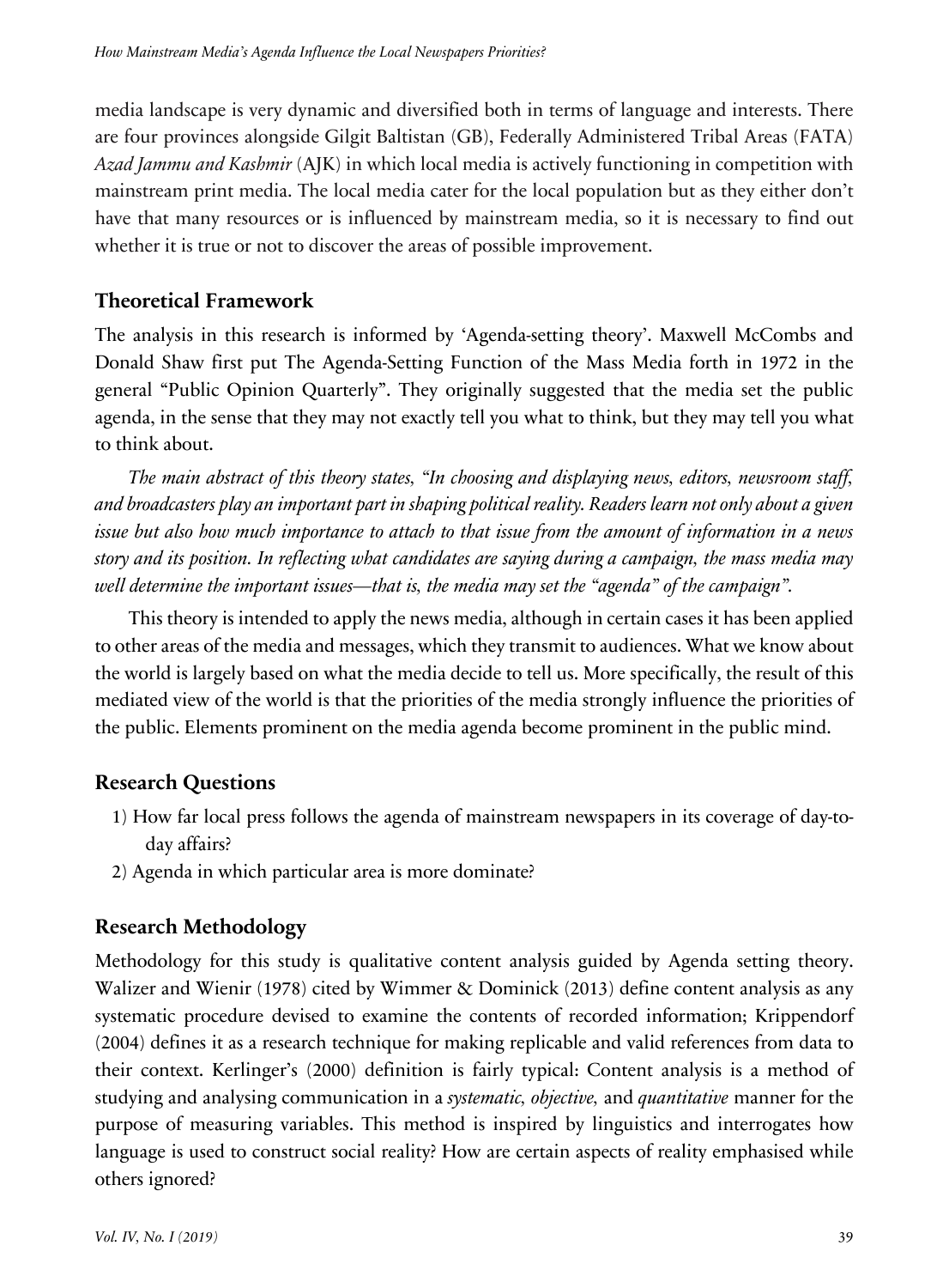media landscape is very dynamic and diversified both in terms of language and interests. There are four provinces alongside Gilgit Baltistan (GB), Federally Administered Tribal Areas (FATA) *Azad Jammu and Kashmir* (AJK) in which local media is actively functioning in competition with mainstream print media. The local media cater for the local population but as they either don't have that many resources or is influenced by mainstream media, so it is necessary to find out whether it is true or not to discover the areas of possible improvement.

## Theoretical Framework

The analysis in this research is informed by 'Agenda-setting theory'. Maxwell McCombs and Donald Shaw first put The Agenda-Setting Function of the Mass Media forth in 1972 in the general "Public Opinion Quarterly". They originally suggested that the media set the public agenda, in the sense that they may not exactly tell you what to think, but they may tell you what to think about.

*The main abstract of this theory states, "In choosing and displaying news, editors, newsroom staff, and broadcasters play an important part in shaping political reality. Readers learn not only about a given issue but also how much importance to attach to that issue from the amount of information in a news story and its position. In reflecting what candidates are saying during a campaign, the mass media may well determine the important issues—that is, the media may set the "agenda" of the campaign".*

This theory is intended to apply the news media, although in certain cases it has been applied to other areas of the media and messages, which they transmit to audiences. What we know about the world is largely based on what the media decide to tell us. More specifically, the result of this mediated view of the world is that the priorities of the media strongly influence the priorities of the public. Elements prominent on the media agenda become prominent in the public mind.

## Research Questions

1) How far local press follows the agenda of mainstream newspapers in its coverage of day-to-day affairs?
2) Agenda in which particular area is more dominate?

## Research Methodology

Methodology for this study is qualitative content analysis guided by Agenda setting theory. Walizer and Wienir (1978) cited by Wimmer & Dominick (2013) define content analysis as any systematic procedure devised to examine the contents of recorded information; Krippendorf (2004) defines it as a research technique for making replicable and valid references from data to their context. Kerlinger's (2000) definition is fairly typical: Content analysis is a method of studying and analysing communication in a *systematic, objective,* and *quantitative* manner for the purpose of measuring variables. This method is inspired by linguistics and interrogates how language is used to construct social reality? How are certain aspects of reality emphasised while others ignored?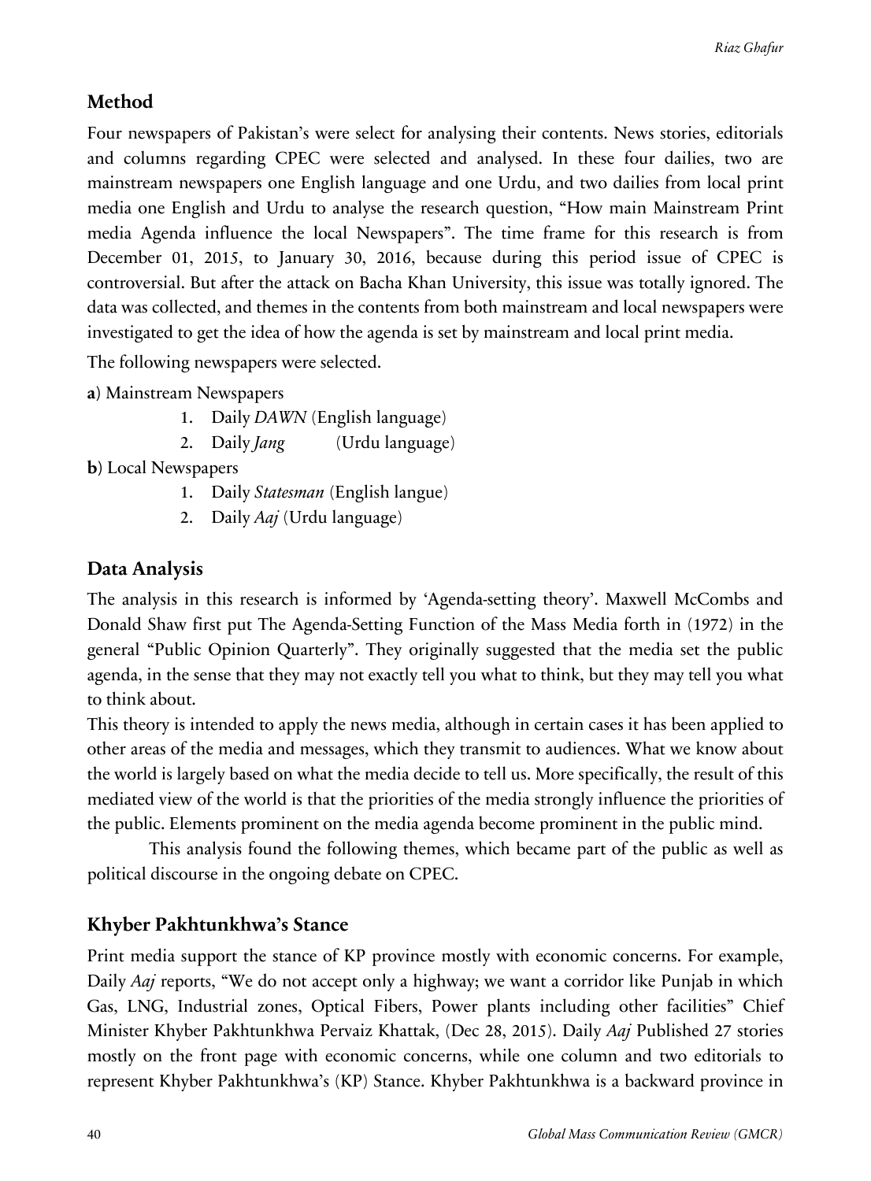## Method

Four newspapers of Pakistan's were select for analysing their contents. News stories, editorials and columns regarding CPEC were selected and analysed. In these four dailies, two are mainstream newspapers one English language and one Urdu, and two dailies from local print media one English and Urdu to analyse the research question, "How main Mainstream Print media Agenda influence the local Newspapers". The time frame for this research is from December 01, 2015, to January 30, 2016, because during this period issue of CPEC is controversial. But after the attack on Bacha Khan University, this issue was totally ignored. The data was collected, and themes in the contents from both mainstream and local newspapers were investigated to get the idea of how the agenda is set by mainstream and local print media.

The following newspapers were selected.

**a**) Mainstream Newspapers

1. Daily *DAWN* (English language)
2. Daily *Jang* (Urdu language)

**b**) Local Newspapers

1. Daily *Statesman* (English langue)
2. Daily *Aaj* (Urdu language)

## Data Analysis

The analysis in this research is informed by 'Agenda-setting theory'. Maxwell McCombs and Donald Shaw first put The Agenda-Setting Function of the Mass Media forth in (1972) in the general "Public Opinion Quarterly". They originally suggested that the media set the public agenda, in the sense that they may not exactly tell you what to think, but they may tell you what to think about.

This theory is intended to apply the news media, although in certain cases it has been applied to other areas of the media and messages, which they transmit to audiences. What we know about the world is largely based on what the media decide to tell us. More specifically, the result of this mediated view of the world is that the priorities of the media strongly influence the priorities of the public. Elements prominent on the media agenda become prominent in the public mind.

This analysis found the following themes, which became part of the public as well as political discourse in the ongoing debate on CPEC.

## Khyber Pakhtunkhwa's Stance

Print media support the stance of KP province mostly with economic concerns. For example, Daily *Aaj* reports, "We do not accept only a highway; we want a corridor like Punjab in which Gas, LNG, Industrial zones, Optical Fibers, Power plants including other facilities" Chief Minister Khyber Pakhtunkhwa Pervaiz Khattak, (Dec 28, 2015). Daily *Aaj* Published 27 stories mostly on the front page with economic concerns, while one column and two editorials to represent Khyber Pakhtunkhwa's (KP) Stance. Khyber Pakhtunkhwa is a backward province in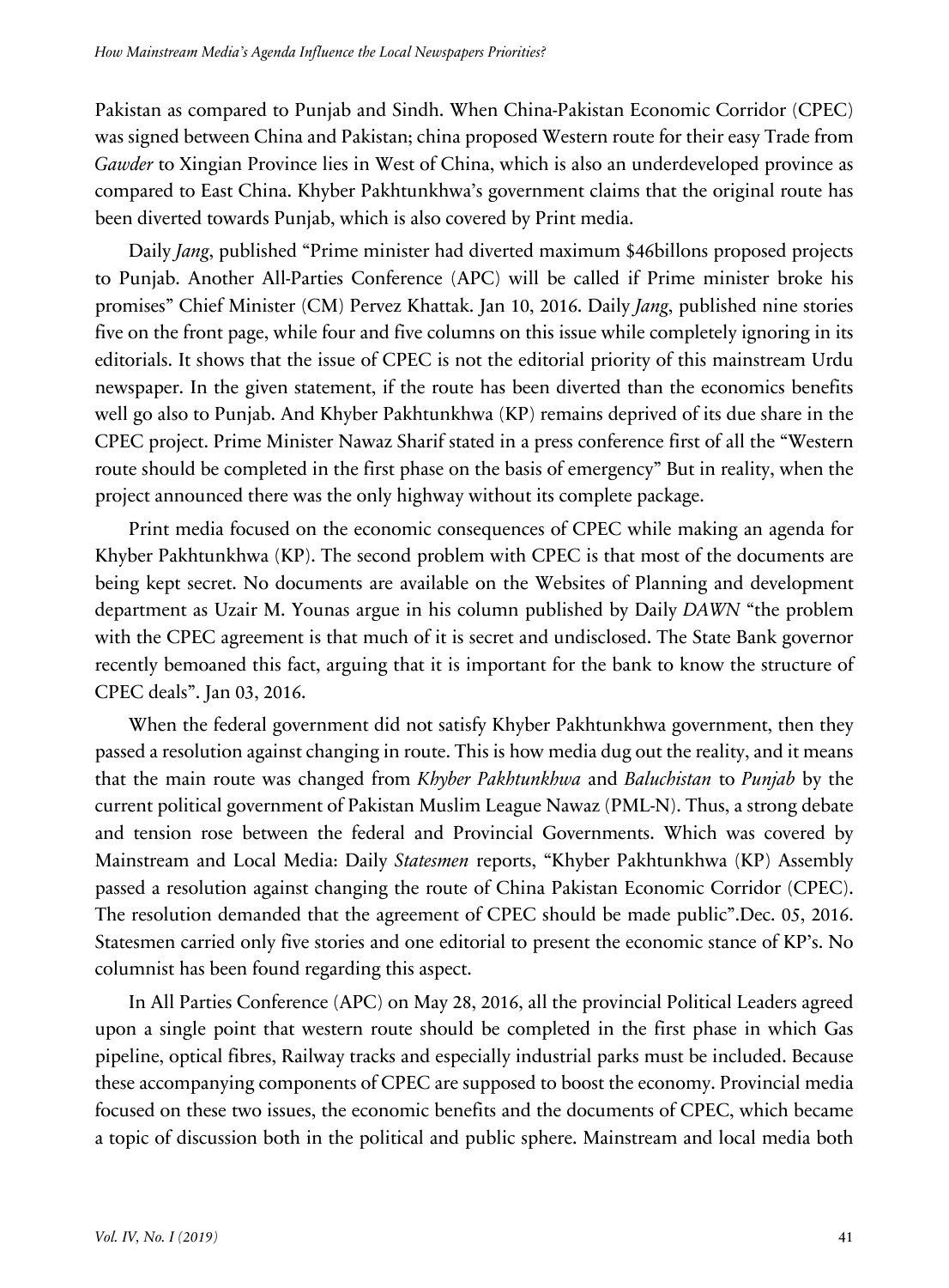Pakistan as compared to Punjab and Sindh. When China-Pakistan Economic Corridor (CPEC) was signed between China and Pakistan; china proposed Western route for their easy Trade from *Gawder* to Xingian Province lies in West of China, which is also an underdeveloped province as compared to East China. Khyber Pakhtunkhwa's government claims that the original route has been diverted towards Punjab, which is also covered by Print media.

Daily *Jang*, published "Prime minister had diverted maximum $46billons proposed projects to Punjab. Another All-Parties Conference (APC) will be called if Prime minister broke his promises" Chief Minister (CM) Pervez Khattak. Jan 10, 2016. Daily *Jang*, published nine stories five on the front page, while four and five columns on this issue while completely ignoring in its editorials. It shows that the issue of CPEC is not the editorial priority of this mainstream Urdu newspaper. In the given statement, if the route has been diverted than the economics benefits well go also to Punjab. And Khyber Pakhtunkhwa (KP) remains deprived of its due share in the CPEC project. Prime Minister Nawaz Sharif stated in a press conference first of all the "Western route should be completed in the first phase on the basis of emergency" But in reality, when the project announced there was the only highway without its complete package.

Print media focused on the economic consequences of CPEC while making an agenda for Khyber Pakhtunkhwa (KP). The second problem with CPEC is that most of the documents are being kept secret. No documents are available on the Websites of Planning and development department as Uzair M. Younas argue in his column published by Daily *DAWN* "the problem with the CPEC agreement is that much of it is secret and undisclosed. The State Bank governor recently bemoaned this fact, arguing that it is important for the bank to know the structure of CPEC deals". Jan 03, 2016.

When the federal government did not satisfy Khyber Pakhtunkhwa government, then they passed a resolution against changing in route. This is how media dug out the reality, and it means that the main route was changed from *Khyber Pakhtunkhwa* and *Baluchistan* to *Punjab* by the current political government of Pakistan Muslim League Nawaz (PML-N). Thus, a strong debate and tension rose between the federal and Provincial Governments. Which was covered by Mainstream and Local Media: Daily *Statesmen* reports, "Khyber Pakhtunkhwa (KP) Assembly passed a resolution against changing the route of China Pakistan Economic Corridor (CPEC). The resolution demanded that the agreement of CPEC should be made public".Dec. 05, 2016. Statesmen carried only five stories and one editorial to present the economic stance of KP's. No columnist has been found regarding this aspect.

In All Parties Conference (APC) on May 28, 2016, all the provincial Political Leaders agreed upon a single point that western route should be completed in the first phase in which Gas pipeline, optical fibres, Railway tracks and especially industrial parks must be included. Because these accompanying components of CPEC are supposed to boost the economy. Provincial media focused on these two issues, the economic benefits and the documents of CPEC, which became a topic of discussion both in the political and public sphere. Mainstream and local media both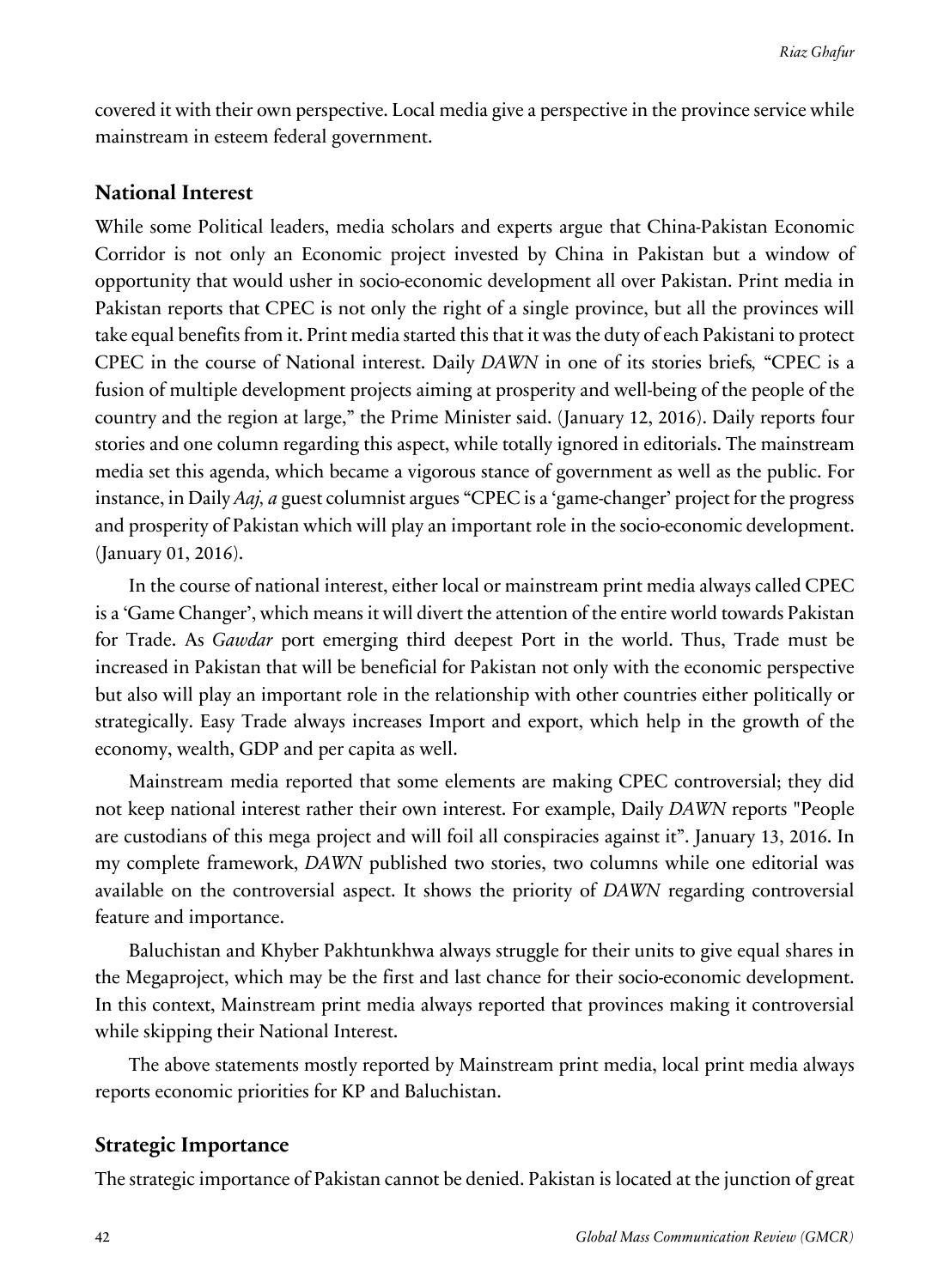covered it with their own perspective. Local media give a perspective in the province service while mainstream in esteem federal government.

## National Interest

While some Political leaders, media scholars and experts argue that China-Pakistan Economic Corridor is not only an Economic project invested by China in Pakistan but a window of opportunity that would usher in socio-economic development all over Pakistan. Print media in Pakistan reports that CPEC is not only the right of a single province, but all the provinces will take equal benefits from it. Print media started this that it was the duty of each Pakistani to protect CPEC in the course of National interest. Daily *DAWN* in one of its stories briefs, "CPEC is a fusion of multiple development projects aiming at prosperity and well-being of the people of the country and the region at large," the Prime Minister said. (January 12, 2016). Daily reports four stories and one column regarding this aspect, while totally ignored in editorials. The mainstream media set this agenda, which became a vigorous stance of government as well as the public. For instance, in Daily *Aaj, a* guest columnist argues "CPEC is a 'game-changer' project for the progress and prosperity of Pakistan which will play an important role in the socio-economic development. (January 01, 2016).

In the course of national interest, either local or mainstream print media always called CPEC is a 'Game Changer', which means it will divert the attention of the entire world towards Pakistan for Trade. As *Gawdar* port emerging third deepest Port in the world. Thus, Trade must be increased in Pakistan that will be beneficial for Pakistan not only with the economic perspective but also will play an important role in the relationship with other countries either politically or strategically. Easy Trade always increases Import and export, which help in the growth of the economy, wealth, GDP and per capita as well.

Mainstream media reported that some elements are making CPEC controversial; they did not keep national interest rather their own interest. For example, Daily *DAWN* reports "People are custodians of this mega project and will foil all conspiracies against it". January 13, 2016. In my complete framework, *DAWN* published two stories, two columns while one editorial was available on the controversial aspect. It shows the priority of *DAWN* regarding controversial feature and importance.

Baluchistan and Khyber Pakhtunkhwa always struggle for their units to give equal shares in the Megaproject, which may be the first and last chance for their socio-economic development. In this context, Mainstream print media always reported that provinces making it controversial while skipping their National Interest.

The above statements mostly reported by Mainstream print media, local print media always reports economic priorities for KP and Baluchistan.

## Strategic Importance

The strategic importance of Pakistan cannot be denied. Pakistan is located at the junction of great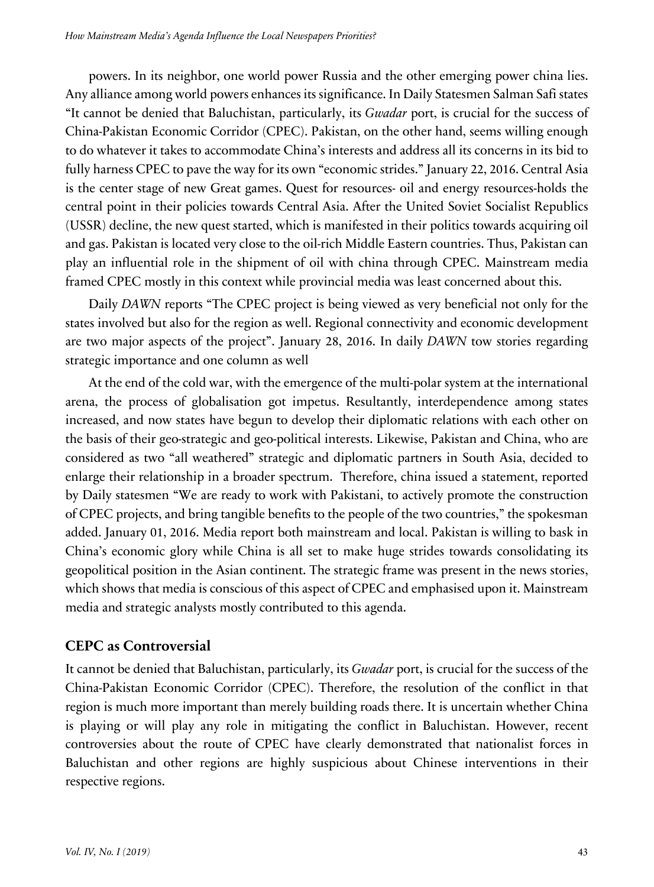powers. In its neighbor, one world power Russia and the other emerging power china lies. Any alliance among world powers enhances its significance. In Daily Statesmen Salman Safi states "It cannot be denied that Baluchistan, particularly, its *Gwadar* port, is crucial for the success of China-Pakistan Economic Corridor (CPEC). Pakistan, on the other hand, seems willing enough to do whatever it takes to accommodate China's interests and address all its concerns in its bid to fully harness CPEC to pave the way for its own "economic strides." January 22, 2016. Central Asia is the center stage of new Great games. Quest for resources- oil and energy resources-holds the central point in their policies towards Central Asia. After the United Soviet Socialist Republics (USSR) decline, the new quest started, which is manifested in their politics towards acquiring oil and gas. Pakistan is located very close to the oil-rich Middle Eastern countries. Thus, Pakistan can play an influential role in the shipment of oil with china through CPEC. Mainstream media framed CPEC mostly in this context while provincial media was least concerned about this.

Daily *DAWN* reports "The CPEC project is being viewed as very beneficial not only for the states involved but also for the region as well. Regional connectivity and economic development are two major aspects of the project". January 28, 2016. In daily *DAWN* tow stories regarding strategic importance and one column as well

At the end of the cold war, with the emergence of the multi-polar system at the international arena, the process of globalisation got impetus. Resultantly, interdependence among states increased, and now states have begun to develop their diplomatic relations with each other on the basis of their geo-strategic and geo-political interests. Likewise, Pakistan and China, who are considered as two "all weathered" strategic and diplomatic partners in South Asia, decided to enlarge their relationship in a broader spectrum. Therefore, china issued a statement, reported by Daily statesmen "We are ready to work with Pakistani, to actively promote the construction of CPEC projects, and bring tangible benefits to the people of the two countries," the spokesman added. January 01, 2016. Media report both mainstream and local. Pakistan is willing to bask in China's economic glory while China is all set to make huge strides towards consolidating its geopolitical position in the Asian continent. The strategic frame was present in the news stories, which shows that media is conscious of this aspect of CPEC and emphasised upon it. Mainstream media and strategic analysts mostly contributed to this agenda.

## CEPC as Controversial

It cannot be denied that Baluchistan, particularly, its *Gwadar* port, is crucial for the success of the China-Pakistan Economic Corridor (CPEC). Therefore, the resolution of the conflict in that region is much more important than merely building roads there. It is uncertain whether China is playing or will play any role in mitigating the conflict in Baluchistan. However, recent controversies about the route of CPEC have clearly demonstrated that nationalist forces in Baluchistan and other regions are highly suspicious about Chinese interventions in their respective regions.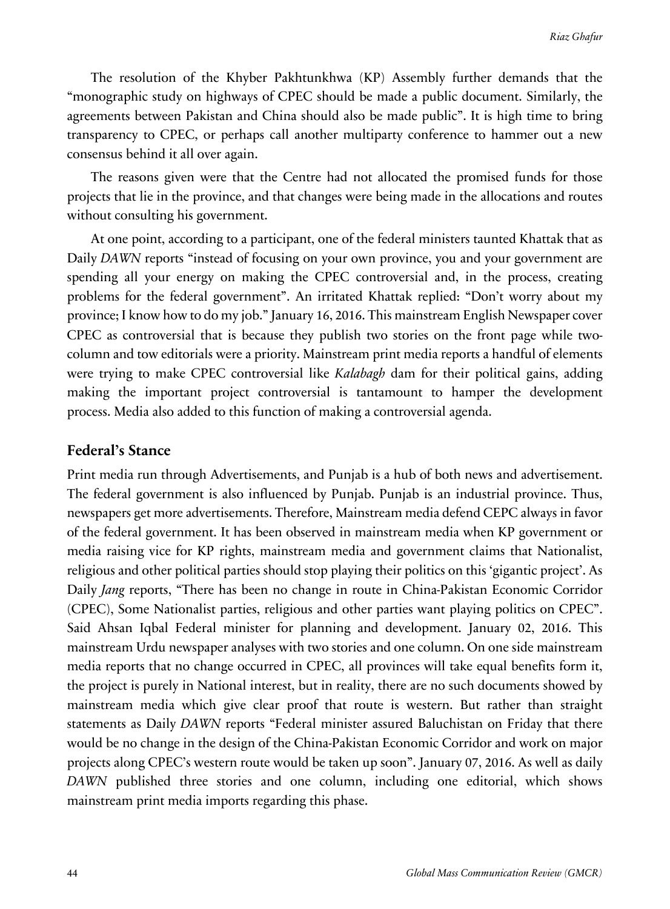The resolution of the Khyber Pakhtunkhwa (KP) Assembly further demands that the "monographic study on highways of CPEC should be made a public document. Similarly, the agreements between Pakistan and China should also be made public". It is high time to bring transparency to CPEC, or perhaps call another multiparty conference to hammer out a new consensus behind it all over again.

The reasons given were that the Centre had not allocated the promised funds for those projects that lie in the province, and that changes were being made in the allocations and routes without consulting his government.

At one point, according to a participant, one of the federal ministers taunted Khattak that as Daily *DAWN* reports "instead of focusing on your own province, you and your government are spending all your energy on making the CPEC controversial and, in the process, creating problems for the federal government". An irritated Khattak replied: "Don't worry about my province; I know how to do my job." January 16, 2016. This mainstream English Newspaper cover CPEC as controversial that is because they publish two stories on the front page while two-column and tow editorials were a priority. Mainstream print media reports a handful of elements were trying to make CPEC controversial like *Kalabagh* dam for their political gains, adding making the important project controversial is tantamount to hamper the development process. Media also added to this function of making a controversial agenda.

## Federal's Stance

Print media run through Advertisements, and Punjab is a hub of both news and advertisement. The federal government is also influenced by Punjab. Punjab is an industrial province. Thus, newspapers get more advertisements. Therefore, Mainstream media defend CEPC always in favor of the federal government. It has been observed in mainstream media when KP government or media raising vice for KP rights, mainstream media and government claims that Nationalist, religious and other political parties should stop playing their politics on this 'gigantic project'. As Daily *Jang* reports, "There has been no change in route in China-Pakistan Economic Corridor (CPEC), Some Nationalist parties, religious and other parties want playing politics on CPEC". Said Ahsan Iqbal Federal minister for planning and development. January 02, 2016. This mainstream Urdu newspaper analyses with two stories and one column. On one side mainstream media reports that no change occurred in CPEC, all provinces will take equal benefits form it, the project is purely in National interest, but in reality, there are no such documents showed by mainstream media which give clear proof that route is western. But rather than straight statements as Daily *DAWN* reports "Federal minister assured Baluchistan on Friday that there would be no change in the design of the China-Pakistan Economic Corridor and work on major projects along CPEC's western route would be taken up soon". January 07, 2016. As well as daily *DAWN* published three stories and one column, including one editorial, which shows mainstream print media imports regarding this phase.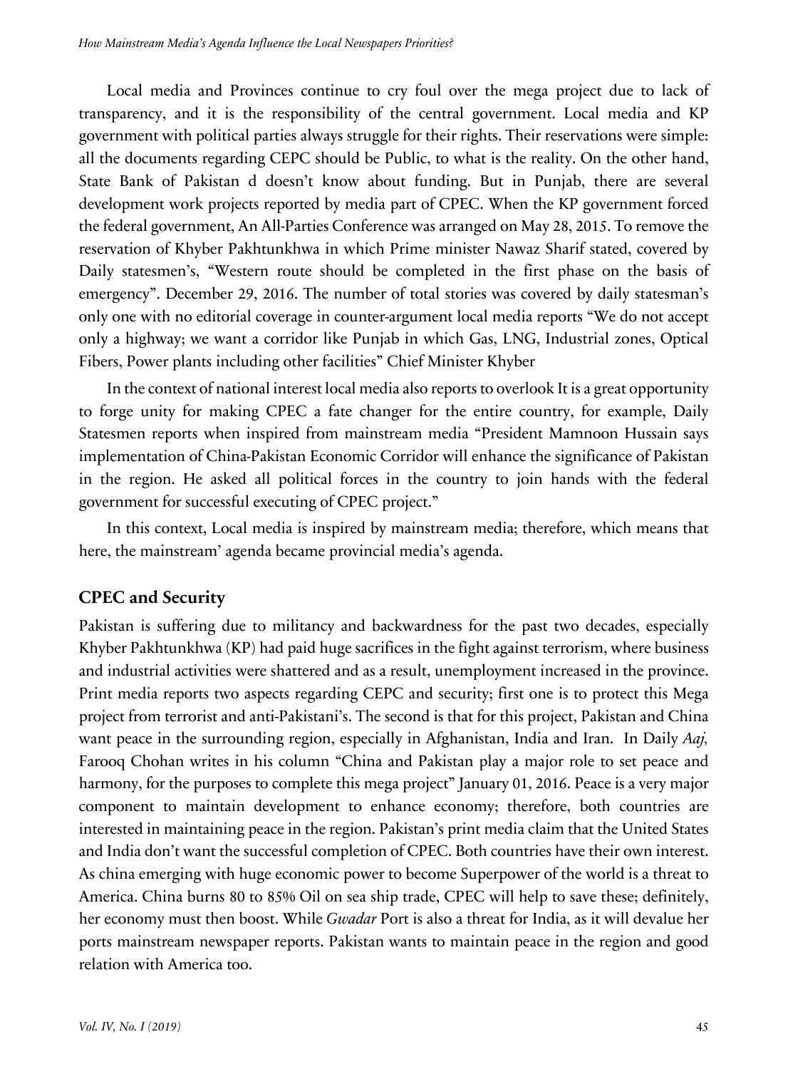Local media and Provinces continue to cry foul over the mega project due to lack of transparency, and it is the responsibility of the central government. Local media and KP government with political parties always struggle for their rights. Their reservations were simple: all the documents regarding CEPC should be Public, to what is the reality. On the other hand, State Bank of Pakistan d doesn't know about funding. But in Punjab, there are several development work projects reported by media part of CPEC. When the KP government forced the federal government, An All-Parties Conference was arranged on May 28, 2015. To remove the reservation of Khyber Pakhtunkhwa in which Prime minister Nawaz Sharif stated, covered by Daily statesmen's, "Western route should be completed in the first phase on the basis of emergency". December 29, 2016. The number of total stories was covered by daily statesman's only one with no editorial coverage in counter-argument local media reports "We do not accept only a highway; we want a corridor like Punjab in which Gas, LNG, Industrial zones, Optical Fibers, Power plants including other facilities" Chief Minister Khyber

In the context of national interest local media also reports to overlook It is a great opportunity to forge unity for making CPEC a fate changer for the entire country, for example, Daily Statesmen reports when inspired from mainstream media "President Mamnoon Hussain says implementation of China-Pakistan Economic Corridor will enhance the significance of Pakistan in the region. He asked all political forces in the country to join hands with the federal government for successful executing of CPEC project."

In this context, Local media is inspired by mainstream media; therefore, which means that here, the mainstream' agenda became provincial media's agenda.

## CPEC and Security

Pakistan is suffering due to militancy and backwardness for the past two decades, especially Khyber Pakhtunkhwa (KP) had paid huge sacrifices in the fight against terrorism, where business and industrial activities were shattered and as a result, unemployment increased in the province. Print media reports two aspects regarding CEPC and security; first one is to protect this Mega project from terrorist and anti-Pakistani's. The second is that for this project, Pakistan and China want peace in the surrounding region, especially in Afghanistan, India and Iran. In Daily *Aaj,* Farooq Chohan writes in his column "China and Pakistan play a major role to set peace and harmony, for the purposes to complete this mega project" January 01, 2016. Peace is a very major component to maintain development to enhance economy; therefore, both countries are interested in maintaining peace in the region. Pakistan's print media claim that the United States and India don't want the successful completion of CPEC. Both countries have their own interest. As china emerging with huge economic power to become Superpower of the world is a threat to America. China burns 80 to 85% Oil on sea ship trade, CPEC will help to save these; definitely, her economy must then boost. While *Gwadar* Port is also a threat for India, as it will devalue her ports mainstream newspaper reports. Pakistan wants to maintain peace in the region and good relation with America too.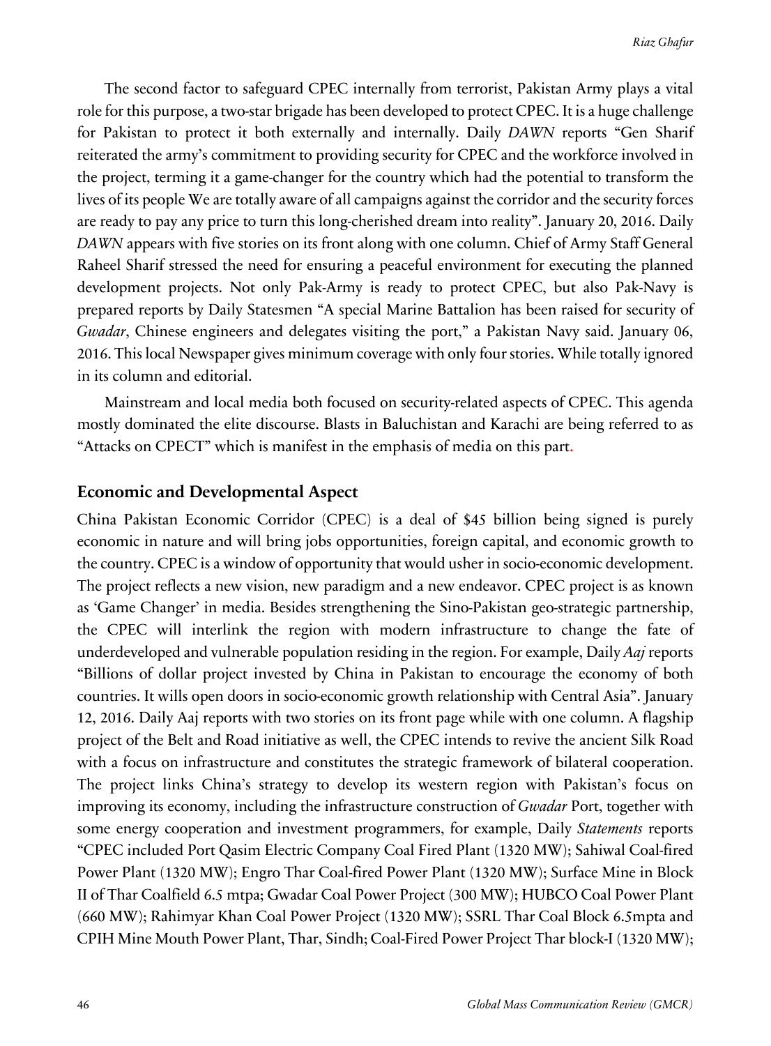The second factor to safeguard CPEC internally from terrorist, Pakistan Army plays a vital role for this purpose, a two-star brigade has been developed to protect CPEC. It is a huge challenge for Pakistan to protect it both externally and internally. Daily *DAWN* reports "Gen Sharif reiterated the army's commitment to providing security for CPEC and the workforce involved in the project, terming it a game-changer for the country which had the potential to transform the lives of its people We are totally aware of all campaigns against the corridor and the security forces are ready to pay any price to turn this long-cherished dream into reality". January 20, 2016. Daily *DAWN* appears with five stories on its front along with one column. Chief of Army Staff General Raheel Sharif stressed the need for ensuring a peaceful environment for executing the planned development projects. Not only Pak-Army is ready to protect CPEC, but also Pak-Navy is prepared reports by Daily Statesmen "A special Marine Battalion has been raised for security of *Gwadar*, Chinese engineers and delegates visiting the port," a Pakistan Navy said. January 06, 2016. This local Newspaper gives minimum coverage with only four stories. While totally ignored in its column and editorial.

Mainstream and local media both focused on security-related aspects of CPEC. This agenda mostly dominated the elite discourse. Blasts in Baluchistan and Karachi are being referred to as "Attacks on CPECT" which is manifest in the emphasis of media on this part.

## Economic and Developmental Aspect

China Pakistan Economic Corridor (CPEC) is a deal of $45 billion being signed is purely economic in nature and will bring jobs opportunities, foreign capital, and economic growth to the country. CPEC is a window of opportunity that would usher in socio-economic development. The project reflects a new vision, new paradigm and a new endeavor. CPEC project is as known as 'Game Changer' in media. Besides strengthening the Sino-Pakistan geo-strategic partnership, the CPEC will interlink the region with modern infrastructure to change the fate of underdeveloped and vulnerable population residing in the region. For example, Daily *Aaj* reports "Billions of dollar project invested by China in Pakistan to encourage the economy of both countries. It wills open doors in socio-economic growth relationship with Central Asia". January 12, 2016. Daily Aaj reports with two stories on its front page while with one column. A flagship project of the Belt and Road initiative as well, the CPEC intends to revive the ancient Silk Road with a focus on infrastructure and constitutes the strategic framework of bilateral cooperation. The project links China's strategy to develop its western region with Pakistan's focus on improving its economy, including the infrastructure construction of *Gwadar* Port, together with some energy cooperation and investment programmers, for example, Daily *Statements* reports "CPEC included Port Qasim Electric Company Coal Fired Plant (1320 MW); Sahiwal Coal-fired Power Plant (1320 MW); Engro Thar Coal-fired Power Plant (1320 MW); Surface Mine in Block II of Thar Coalfield 6.5 mtpa; Gwadar Coal Power Project (300 MW); HUBCO Coal Power Plant (660 MW); Rahimyar Khan Coal Power Project (1320 MW); SSRL Thar Coal Block 6.5mpta and CPIH Mine Mouth Power Plant, Thar, Sindh; Coal-Fired Power Project Thar block-I (1320 MW);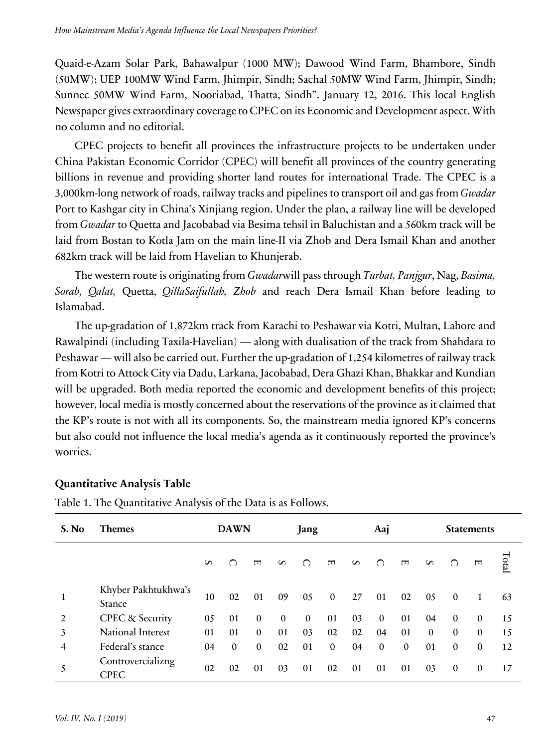Quaid-e-Azam Solar Park, Bahawalpur (1000 MW); Dawood Wind Farm, Bhambore, Sindh (50MW); UEP 100MW Wind Farm, Jhimpir, Sindh; Sachal 50MW Wind Farm, Jhimpir, Sindh; Sunnec 50MW Wind Farm, Nooriabad, Thatta, Sindh". January 12, 2016. This local English Newspaper gives extraordinary coverage to CPEC on its Economic and Development aspect. With no column and no editorial.

CPEC projects to benefit all provinces the infrastructure projects to be undertaken under China Pakistan Economic Corridor (CPEC) will benefit all provinces of the country generating billions in revenue and providing shorter land routes for international Trade. The CPEC is a 3,000km-long network of roads, railway tracks and pipelines to transport oil and gas from *Gwadar* Port to Kashgar city in China's Xinjiang region. Under the plan, a railway line will be developed from *Gwadar* to Quetta and Jacobabad via Besima tehsil in Baluchistan and a 560km track will be laid from Bostan to Kotla Jam on the main line-II via Zhob and Dera Ismail Khan and another 682km track will be laid from Havelian to Khunjerab.

The western route is originating from *Gwadar*will pass through *Turbat*, *Panjgur*, Nag, *Basima*, *Sorab*, *Qalat*, Quetta, *QillaSaifullah*, *Zhob* and reach Dera Ismail Khan before leading to Islamabad.

The up-gradation of 1,872km track from Karachi to Peshawar via Kotri, Multan, Lahore and Rawalpindi (including Taxila-Havelian) — along with dualisation of the track from Shahdara to Peshawar — will also be carried out. Further the up-gradation of 1,254 kilometres of railway track from Kotri to Attock City via Dadu, Larkana, Jacobabad, Dera Ghazi Khan, Bhakkar and Kundian will be upgraded. Both media reported the economic and development benefits of this project; however, local media is mostly concerned about the reservations of the province as it claimed that the KP's route is not with all its components. So, the mainstream media ignored KP's concerns but also could not influence the local media's agenda as it continuously reported the province's worries.

**Quantitative Analysis Table**

Table 1. The Quantitative Analysis of the Data is as Follows.

| S. No | Themes | DAWN | | | Jang | | | Aaj | | | Statements | | | |
|---|---|---|---|---|---|---|---|---|---|---|---|---|---|---|
| | | S | C | E | S | C | E | S | C | E | S | C | E | Total |
| 1 | Khyber Pakhtukhwa's Stance | 10 | 02 | 01 | 09 | 05 | 0 | 27 | 01 | 02 | 05 | 0 | 1 | 63 |
| 2 | CPEC & Security | 05 | 01 | 0 | 0 | 0 | 01 | 03 | 0 | 01 | 04 | 0 | 0 | 15 |
| 3 | National Interest | 01 | 01 | 0 | 01 | 03 | 02 | 02 | 04 | 01 | 0 | 0 | 0 | 15 |
| 4 | Federal's stance | 04 | 0 | 0 | 02 | 01 | 0 | 04 | 0 | 0 | 01 | 0 | 0 | 12 |
| 5 | Controvercializng CPEC | 02 | 02 | 01 | 03 | 01 | 02 | 01 | 01 | 01 | 03 | 0 | 0 | 17 |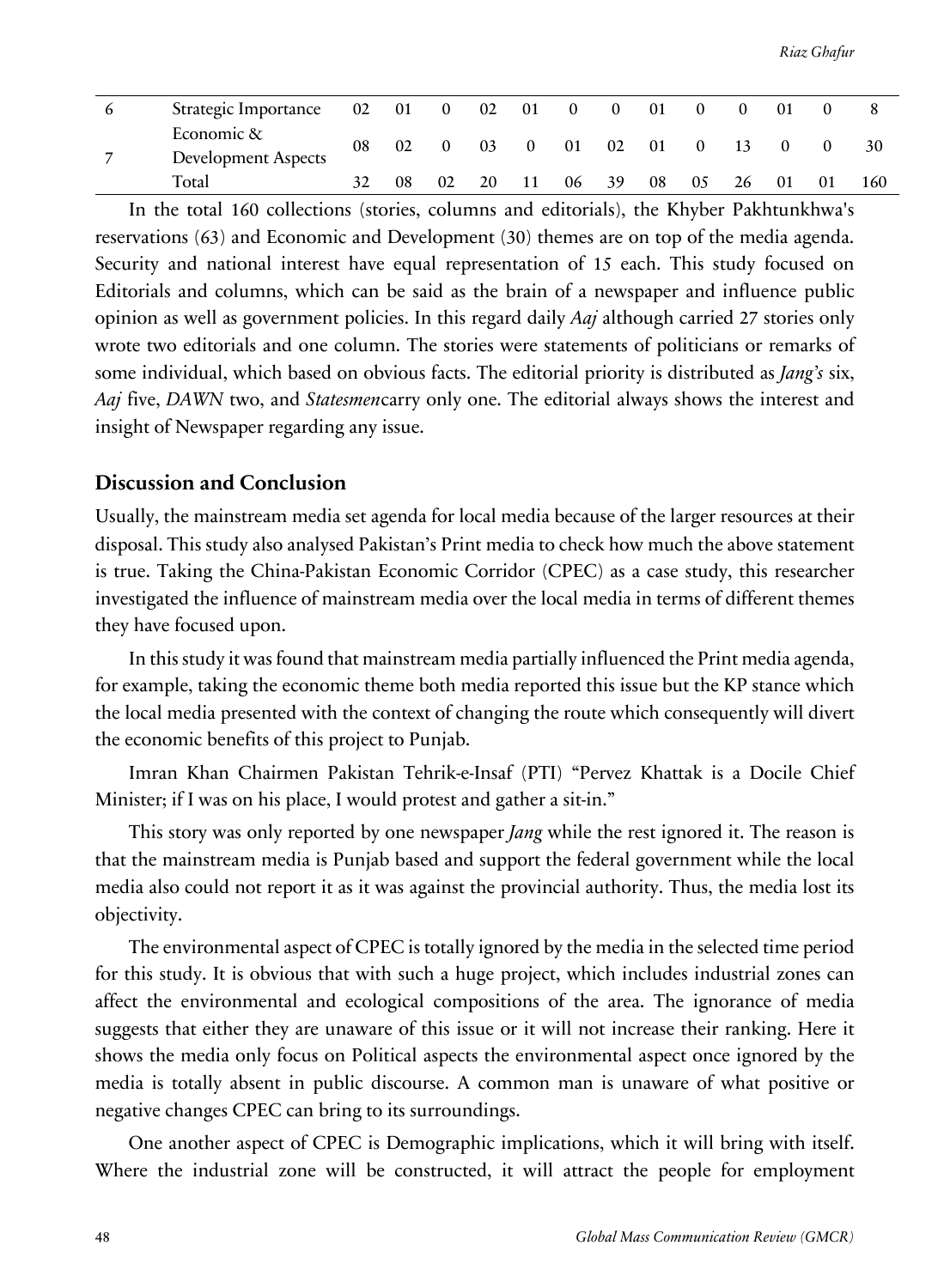| 6 | Strategic Importance | 02 | 01 | 0 | 02 | 01 | 0 | 0 | 01 | 0 | 0 | 01 | 0 | 8 |
|---|---|---|---|---|---|---|---|---|---|---|---|---|---|---|
| 7 | Economic & Development Aspects | 08 | 02 | 0 | 03 | 0 | 01 | 02 | 01 | 0 | 13 | 0 | 0 | 30 |
| | Total | 32 | 08 | 02 | 20 | 11 | 06 | 39 | 08 | 05 | 26 | 01 | 01 | 160 |

In the total 160 collections (stories, columns and editorials), the Khyber Pakhtunkhwa's reservations (63) and Economic and Development (30) themes are on top of the media agenda. Security and national interest have equal representation of 15 each. This study focused on Editorials and columns, which can be said as the brain of a newspaper and influence public opinion as well as government policies. In this regard daily *Aaj* although carried 27 stories only wrote two editorials and one column. The stories were statements of politicians or remarks of some individual, which based on obvious facts. The editorial priority is distributed as *Jang's* six, *Aaj* five, *DAWN* two, and *Statesmen*carry only one. The editorial always shows the interest and insight of Newspaper regarding any issue.

## Discussion and Conclusion

Usually, the mainstream media set agenda for local media because of the larger resources at their disposal. This study also analysed Pakistan's Print media to check how much the above statement is true. Taking the China-Pakistan Economic Corridor (CPEC) as a case study, this researcher investigated the influence of mainstream media over the local media in terms of different themes they have focused upon.

In this study it was found that mainstream media partially influenced the Print media agenda, for example, taking the economic theme both media reported this issue but the KP stance which the local media presented with the context of changing the route which consequently will divert the economic benefits of this project to Punjab.

Imran Khan Chairmen Pakistan Tehrik-e-Insaf (PTI) "Pervez Khattak is a Docile Chief Minister; if I was on his place, I would protest and gather a sit-in."

This story was only reported by one newspaper *Jang* while the rest ignored it. The reason is that the mainstream media is Punjab based and support the federal government while the local media also could not report it as it was against the provincial authority. Thus, the media lost its objectivity.

The environmental aspect of CPEC is totally ignored by the media in the selected time period for this study. It is obvious that with such a huge project, which includes industrial zones can affect the environmental and ecological compositions of the area. The ignorance of media suggests that either they are unaware of this issue or it will not increase their ranking. Here it shows the media only focus on Political aspects the environmental aspect once ignored by the media is totally absent in public discourse. A common man is unaware of what positive or negative changes CPEC can bring to its surroundings.

One another aspect of CPEC is Demographic implications, which it will bring with itself. Where the industrial zone will be constructed, it will attract the people for employment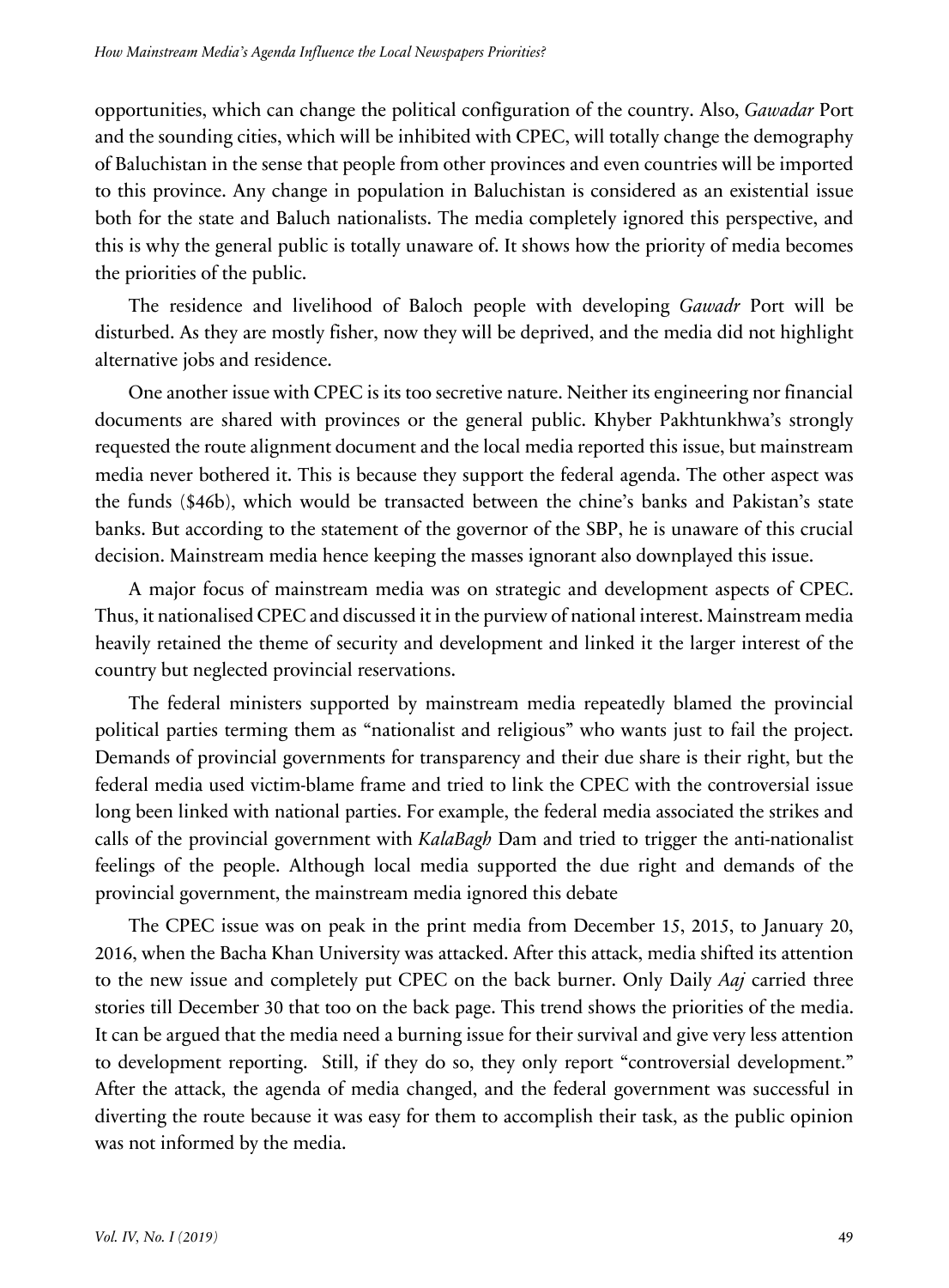opportunities, which can change the political configuration of the country. Also, *Gawadar* Port and the sounding cities, which will be inhibited with CPEC, will totally change the demography of Baluchistan in the sense that people from other provinces and even countries will be imported to this province. Any change in population in Baluchistan is considered as an existential issue both for the state and Baluch nationalists. The media completely ignored this perspective, and this is why the general public is totally unaware of. It shows how the priority of media becomes the priorities of the public.

The residence and livelihood of Baloch people with developing *Gawadr* Port will be disturbed. As they are mostly fisher, now they will be deprived, and the media did not highlight alternative jobs and residence.

One another issue with CPEC is its too secretive nature. Neither its engineering nor financial documents are shared with provinces or the general public. Khyber Pakhtunkhwa's strongly requested the route alignment document and the local media reported this issue, but mainstream media never bothered it. This is because they support the federal agenda. The other aspect was the funds ($46b), which would be transacted between the chine's banks and Pakistan's state banks. But according to the statement of the governor of the SBP, he is unaware of this crucial decision. Mainstream media hence keeping the masses ignorant also downplayed this issue.

A major focus of mainstream media was on strategic and development aspects of CPEC. Thus, it nationalised CPEC and discussed it in the purview of national interest. Mainstream media heavily retained the theme of security and development and linked it the larger interest of the country but neglected provincial reservations.

The federal ministers supported by mainstream media repeatedly blamed the provincial political parties terming them as "nationalist and religious" who wants just to fail the project. Demands of provincial governments for transparency and their due share is their right, but the federal media used victim-blame frame and tried to link the CPEC with the controversial issue long been linked with national parties. For example, the federal media associated the strikes and calls of the provincial government with *KalaBagh* Dam and tried to trigger the anti-nationalist feelings of the people. Although local media supported the due right and demands of the provincial government, the mainstream media ignored this debate

The CPEC issue was on peak in the print media from December 15, 2015, to January 20, 2016, when the Bacha Khan University was attacked. After this attack, media shifted its attention to the new issue and completely put CPEC on the back burner. Only Daily *Aaj* carried three stories till December 30 that too on the back page. This trend shows the priorities of the media. It can be argued that the media need a burning issue for their survival and give very less attention to development reporting. Still, if they do so, they only report "controversial development." After the attack, the agenda of media changed, and the federal government was successful in diverting the route because it was easy for them to accomplish their task, as the public opinion was not informed by the media.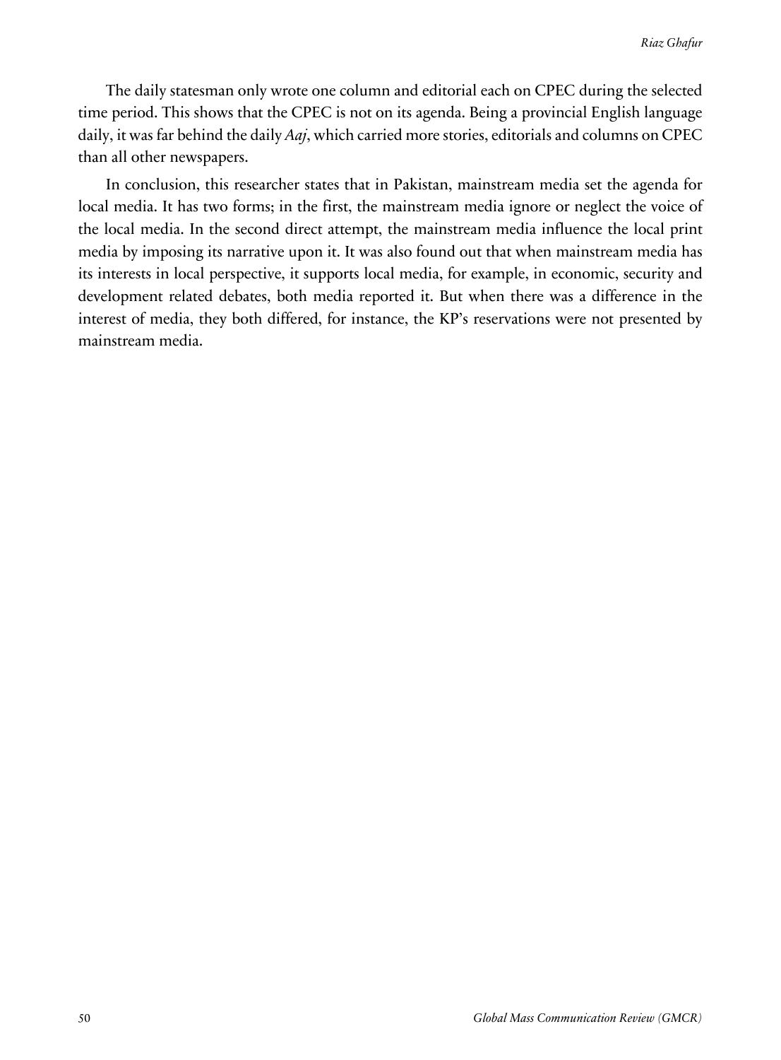The daily statesman only wrote one column and editorial each on CPEC during the selected time period. This shows that the CPEC is not on its agenda. Being a provincial English language daily, it was far behind the daily *Aaj*, which carried more stories, editorials and columns on CPEC than all other newspapers.

In conclusion, this researcher states that in Pakistan, mainstream media set the agenda for local media. It has two forms; in the first, the mainstream media ignore or neglect the voice of the local media. In the second direct attempt, the mainstream media influence the local print media by imposing its narrative upon it. It was also found out that when mainstream media has its interests in local perspective, it supports local media, for example, in economic, security and development related debates, both media reported it. But when there was a difference in the interest of media, they both differed, for instance, the KP's reservations were not presented by mainstream media.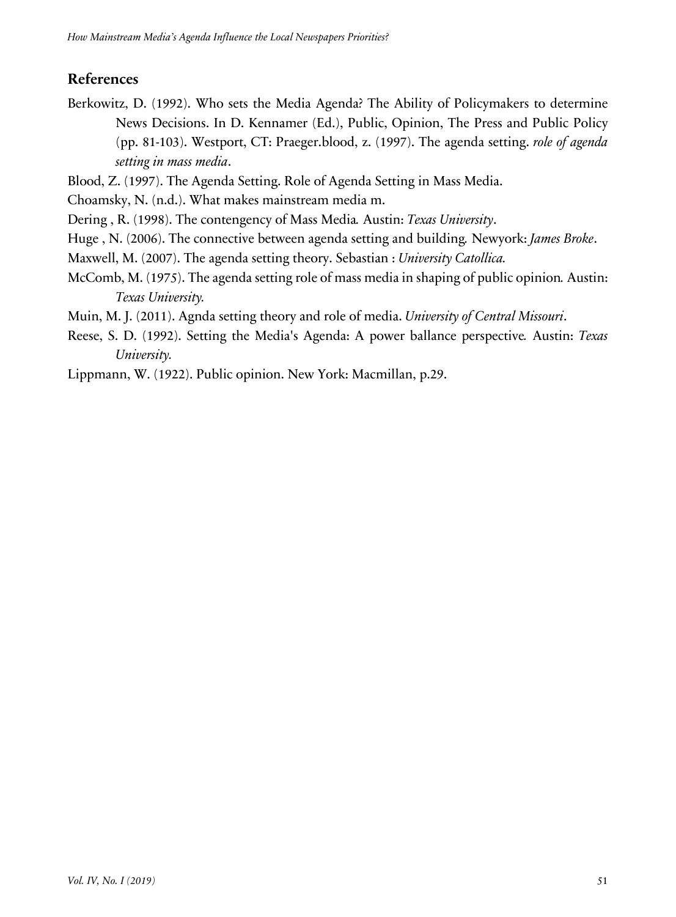## References

Berkowitz, D. (1992). Who sets the Media Agenda? The Ability of Policymakers to determine News Decisions. In D. Kennamer (Ed.), Public, Opinion, The Press and Public Policy (pp. 81-103). Westport, CT: Praeger.blood, z. (1997). The agenda setting. *role of agenda setting in mass media*.

Blood, Z. (1997). The Agenda Setting. Role of Agenda Setting in Mass Media.

Choamsky, N. (n.d.). What makes mainstream media m.

Dering , R. (1998). The contengency of Mass Media. Austin: *Texas University*.

Huge , N. (2006). The connective between agenda setting and building. Newyork: *James Broke*.

Maxwell, M. (2007). The agenda setting theory. Sebastian : *University Catollica.*

McComb, M. (1975). The agenda setting role of mass media in shaping of public opinion. Austin: *Texas University.*

Muin, M. J. (2011). Agnda setting theory and role of media. *University of Central Missouri*.

Reese, S. D. (1992). Setting the Media's Agenda: A power ballance perspective. Austin: *Texas University.*

Lippmann, W. (1922). Public opinion. New York: Macmillan, p.29.